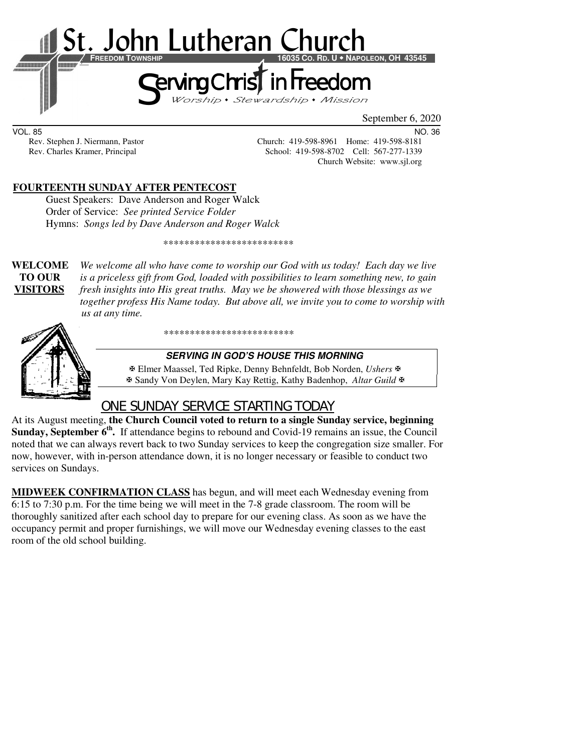# St. John Lutheran Church

**FREEDOM TOWNSHIP** **16035 CO. RD. U • NAPOLEON, OH 43545**

## Serving Christ in Freedom

*Worship • Stewardship • Mission*

September 6, 2020

VOL. 85 NO. 36

Rev. Stephen J. Niermann, Pastor — Church: 419-598-8961 Home: 419-598-8181

Rev. Charles Kramer, Principal — School: 419-598-8702 Cell: 567-277-1339

Church Website: www.sjl.org

**FOURTEENTH SUNDAY AFTER PENTECOST**

Guest Speakers: Dave Anderson and Roger Walck

Order of Service: *See printed Service Folder*

Hymns: *Songs led by Dave Anderson and Roger Walck*

*************************

**WELCOME TO OUR VISITORS** *We welcome all who have come to worship our God with us today! Each day we live is a priceless gift from God, loaded with possibilities to learn something new, to gain fresh insights into His great truths. May we be showered with those blessings as we together profess His Name today. But above all, we invite you to come to worship with us at any time.*

*************************

**SERVING IN GOD'S HOUSE THIS MORNING**

✠ Elmer Maassel, Ted Ripke, Denny Behnfeldt, Bob Norden, *Ushers* ✠

✠ Sandy Von Deylen, Mary Kay Rettig, Kathy Badenhop, *Altar Guild* ✠

## ONE SUNDAY SERVICE STARTING TODAY

At its August meeting, **the Church Council voted to return to a single Sunday service, beginning Sunday, September 6th.** If attendance begins to rebound and Covid-19 remains an issue, the Council noted that we can always revert back to two Sunday services to keep the congregation size smaller. For now, however, with in-person attendance down, it is no longer necessary or feasible to conduct two services on Sundays.

**MIDWEEK CONFIRMATION CLASS** has begun, and will meet each Wednesday evening from 6:15 to 7:30 p.m. For the time being we will meet in the 7-8 grade classroom. The room will be thoroughly sanitized after each school day to prepare for our evening class. As soon as we have the occupancy permit and proper furnishings, we will move our Wednesday evening classes to the east room of the old school building.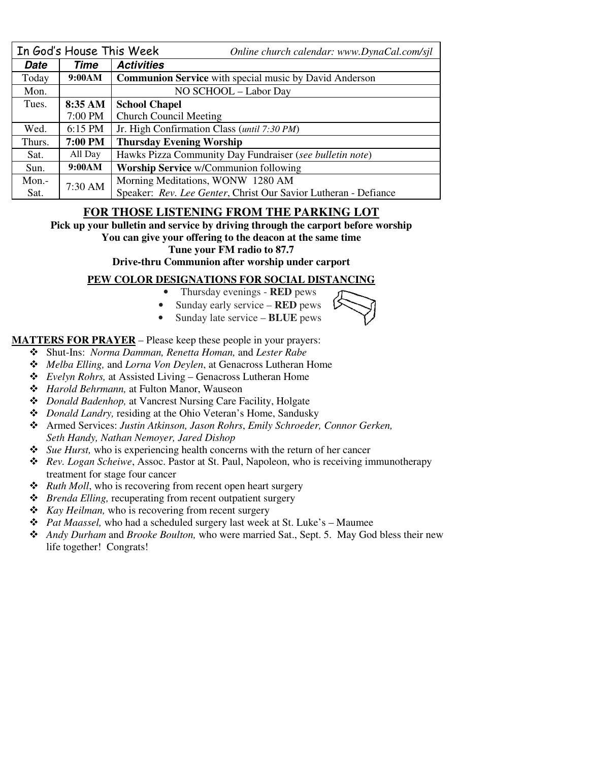| In God's House This Week | | *Online church calendar: www.DynaCal.com/sjl* |
|---|---|---|
| ***Date*** | ***Time*** | ***Activities*** |
| Today | **9:00AM** | **Communion Service** with special music by David Anderson |
| Mon. | | NO SCHOOL – Labor Day |
| Tues. | **8:35 AM**<br>7:00 PM | **School Chapel**<br>Church Council Meeting |
| Wed. | 6:15 PM | Jr. High Confirmation Class (*until 7:30 PM*) |
| Thurs. | **7:00 PM** | **Thursday Evening Worship** |
| Sat. | All Day | Hawks Pizza Community Day Fundraiser (*see bulletin note*) |
| Sun. | **9:00AM** | **Worship Service** w/Communion following |
| Mon.-Sat. | 7:30 AM | Morning Meditations, WONW 1280 AM<br>Speaker: *Rev. Lee Genter*, Christ Our Savior Lutheran - Defiance |

## FOR THOSE LISTENING FROM THE PARKING LOT

**Pick up your bulletin and service by driving through the carport before worship**
**You can give your offering to the deacon at the same time**
**Tune your FM radio to 87.7**
**Drive-thru Communion after worship under carport**

### PEW COLOR DESIGNATIONS FOR SOCIAL DISTANCING

- Thursday evenings - **RED** pews
- Sunday early service – **RED** pews
- Sunday late service – **BLUE** pews

**MATTERS FOR PRAYER** – Please keep these people in your prayers:

- Shut-Ins: *Norma Damman, Renetta Homan,* and *Lester Rabe*
- *Melba Elling,* and *Lorna Von Deylen*, at Genacross Lutheran Home
- *Evelyn Rohrs,* at Assisted Living – Genacross Lutheran Home
- *Harold Behrmann,* at Fulton Manor, Wauseon
- *Donald Badenhop,* at Vancrest Nursing Care Facility, Holgate
- *Donald Landry,* residing at the Ohio Veteran's Home, Sandusky
- Armed Services: *Justin Atkinson, Jason Rohrs*, *Emily Schroeder, Connor Gerken, Seth Handy, Nathan Nemoyer, Jared Dishop*
- *Sue Hurst,* who is experiencing health concerns with the return of her cancer
- *Rev. Logan Scheiwe*, Assoc. Pastor at St. Paul, Napoleon, who is receiving immunotherapy treatment for stage four cancer
- *Ruth Moll*, who is recovering from recent open heart surgery
- *Brenda Elling,* recuperating from recent outpatient surgery
- *Kay Heilman,* who is recovering from recent surgery
- *Pat Maassel,* who had a scheduled surgery last week at St. Luke's – Maumee
- *Andy Durham* and *Brooke Boulton,* who were married Sat., Sept. 5. May God bless their new life together! Congrats!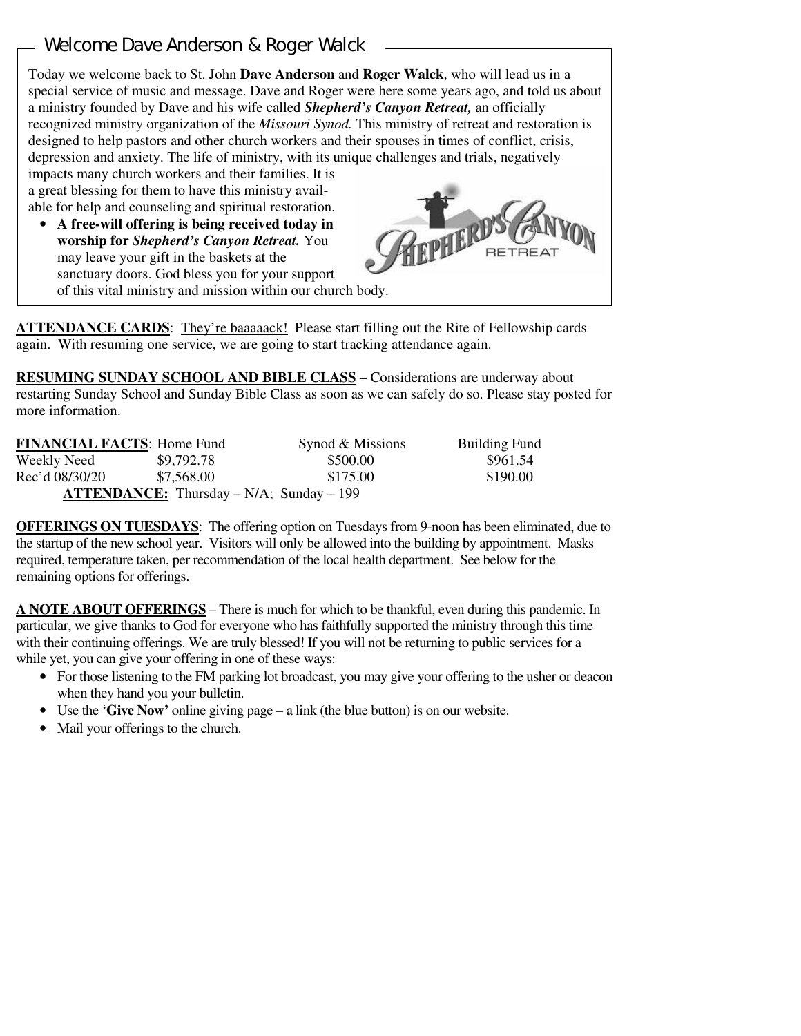## Welcome Dave Anderson & Roger Walck

Today we welcome back to St. John **Dave Anderson** and **Roger Walck**, who will lead us in a special service of music and message. Dave and Roger were here some years ago, and told us about a ministry founded by Dave and his wife called ***Shepherd's Canyon Retreat,*** an officially recognized ministry organization of the *Missouri Synod.* This ministry of retreat and restoration is designed to help pastors and other church workers and their spouses in times of conflict, crisis, depression and anxiety. The life of ministry, with its unique challenges and trials, negatively impacts many church workers and their families. It is a great blessing for them to have this ministry available for help and counseling and spiritual restoration.

- **A free-will offering is being received today in worship for *Shepherd's Canyon Retreat.*** You may leave your gift in the baskets at the sanctuary doors. God bless you for your support of this vital ministry and mission within our church body.

**ATTENDANCE CARDS**: They're baaaaack! Please start filling out the Rite of Fellowship cards again. With resuming one service, we are going to start tracking attendance again.

**RESUMING SUNDAY SCHOOL AND BIBLE CLASS** – Considerations are underway about restarting Sunday School and Sunday Bible Class as soon as we can safely do so. Please stay posted for more information.

| **FINANCIAL FACTS**: | Home Fund | Synod & Missions | Building Fund |
|---|---|---|---|
| Weekly Need | $9,792.78 | $500.00 | $961.54 |
| Rec'd 08/30/20 | $7,568.00 | $175.00 | $190.00 |

**ATTENDANCE:** Thursday – N/A; Sunday – 199

**OFFERINGS ON TUESDAYS**: The offering option on Tuesdays from 9-noon has been eliminated, due to the startup of the new school year. Visitors will only be allowed into the building by appointment. Masks required, temperature taken, per recommendation of the local health department. See below for the remaining options for offerings.

**A NOTE ABOUT OFFERINGS** – There is much for which to be thankful, even during this pandemic. In particular, we give thanks to God for everyone who has faithfully supported the ministry through this time with their continuing offerings. We are truly blessed! If you will not be returning to public services for a while yet, you can give your offering in one of these ways:

- For those listening to the FM parking lot broadcast, you may give your offering to the usher or deacon when they hand you your bulletin.
- Use the '**Give Now'** online giving page – a link (the blue button) is on our website.
- Mail your offerings to the church.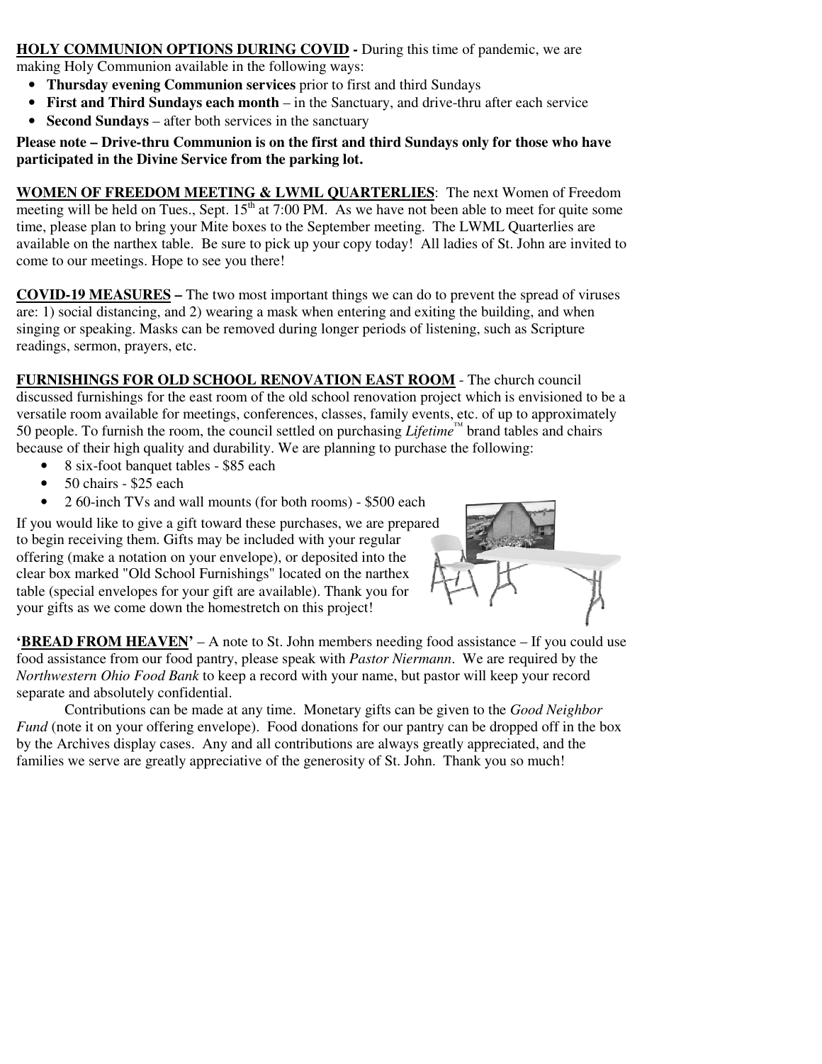**HOLY COMMUNION OPTIONS DURING COVID -** During this time of pandemic, we are making Holy Communion available in the following ways:

- **Thursday evening Communion services** prior to first and third Sundays
- **First and Third Sundays each month** – in the Sanctuary, and drive-thru after each service
- **Second Sundays** – after both services in the sanctuary

**Please note – Drive-thru Communion is on the first and third Sundays only for those who have participated in the Divine Service from the parking lot.**

**WOMEN OF FREEDOM MEETING & LWML QUARTERLIES**: The next Women of Freedom meeting will be held on Tues., Sept. 15th at 7:00 PM. As we have not been able to meet for quite some time, please plan to bring your Mite boxes to the September meeting. The LWML Quarterlies are available on the narthex table. Be sure to pick up your copy today! All ladies of St. John are invited to come to our meetings. Hope to see you there!

**COVID-19 MEASURES –** The two most important things we can do to prevent the spread of viruses are: 1) social distancing, and 2) wearing a mask when entering and exiting the building, and when singing or speaking. Masks can be removed during longer periods of listening, such as Scripture readings, sermon, prayers, etc.

**FURNISHINGS FOR OLD SCHOOL RENOVATION EAST ROOM** - The church council discussed furnishings for the east room of the old school renovation project which is envisioned to be a versatile room available for meetings, conferences, classes, family events, etc. of up to approximately 50 people. To furnish the room, the council settled on purchasing *Lifetime*™ brand tables and chairs because of their high quality and durability. We are planning to purchase the following:

- 8 six-foot banquet tables - $85 each
- 50 chairs - $25 each
- 2 60-inch TVs and wall mounts (for both rooms) - $500 each

If you would like to give a gift toward these purchases, we are prepared to begin receiving them. Gifts may be included with your regular offering (make a notation on your envelope), or deposited into the clear box marked "Old School Furnishings" located on the narthex table (special envelopes for your gift are available). Thank you for your gifts as we come down the homestretch on this project!

**'BREAD FROM HEAVEN'** – A note to St. John members needing food assistance – If you could use food assistance from our food pantry, please speak with *Pastor Niermann*. We are required by the *Northwestern Ohio Food Bank* to keep a record with your name, but pastor will keep your record separate and absolutely confidential.

Contributions can be made at any time. Monetary gifts can be given to the *Good Neighbor Fund* (note it on your offering envelope). Food donations for our pantry can be dropped off in the box by the Archives display cases. Any and all contributions are always greatly appreciated, and the families we serve are greatly appreciative of the generosity of St. John. Thank you so much!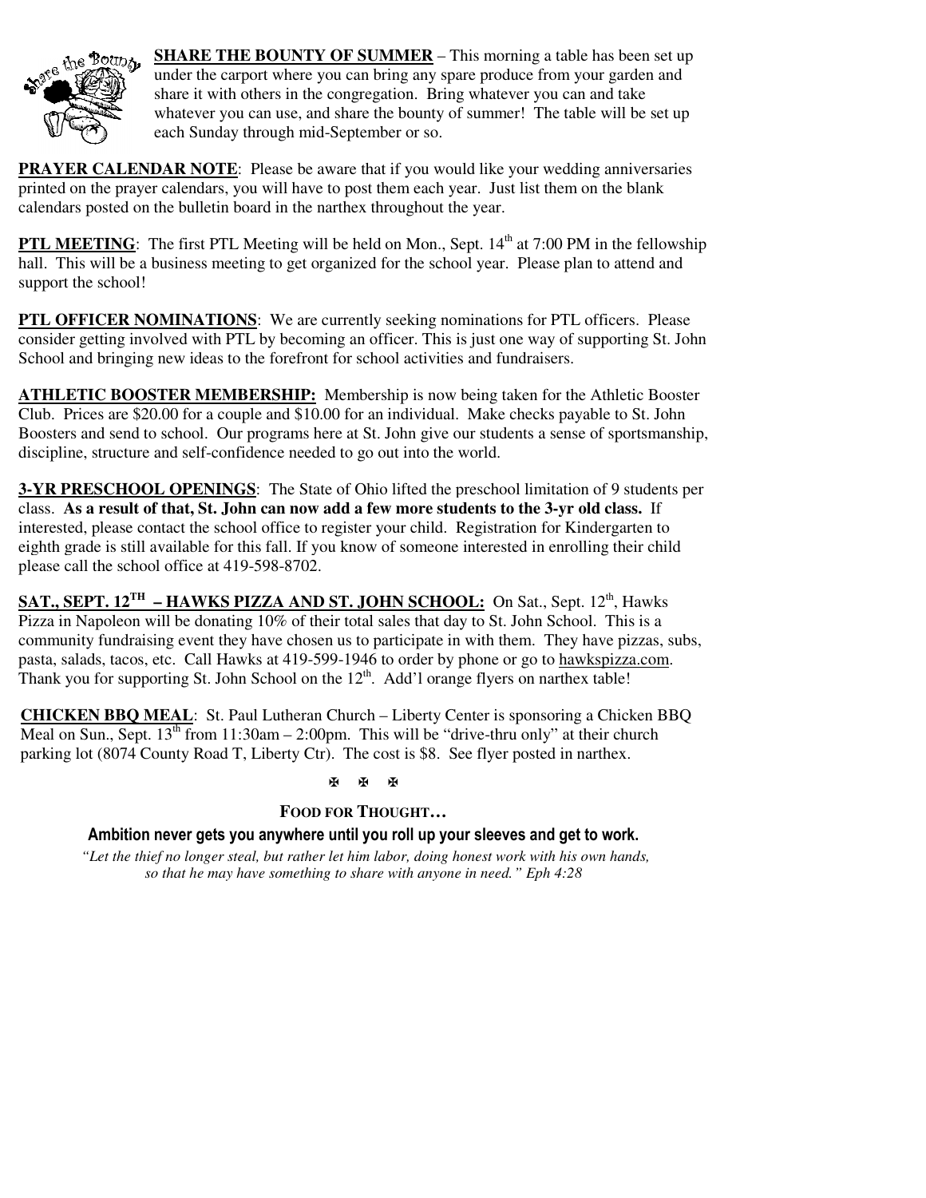**SHARE THE BOUNTY OF SUMMER** – This morning a table has been set up under the carport where you can bring any spare produce from your garden and share it with others in the congregation. Bring whatever you can and take whatever you can use, and share the bounty of summer! The table will be set up each Sunday through mid-September or so.

**PRAYER CALENDAR NOTE**: Please be aware that if you would like your wedding anniversaries printed on the prayer calendars, you will have to post them each year. Just list them on the blank calendars posted on the bulletin board in the narthex throughout the year.

**PTL MEETING**: The first PTL Meeting will be held on Mon., Sept. 14th at 7:00 PM in the fellowship hall. This will be a business meeting to get organized for the school year. Please plan to attend and support the school!

**PTL OFFICER NOMINATIONS**: We are currently seeking nominations for PTL officers. Please consider getting involved with PTL by becoming an officer. This is just one way of supporting St. John School and bringing new ideas to the forefront for school activities and fundraisers.

**ATHLETIC BOOSTER MEMBERSHIP:** Membership is now being taken for the Athletic Booster Club. Prices are $20.00 for a couple and $10.00 for an individual. Make checks payable to St. John Boosters and send to school. Our programs here at St. John give our students a sense of sportsmanship, discipline, structure and self-confidence needed to go out into the world.

**3-YR PRESCHOOL OPENINGS**: The State of Ohio lifted the preschool limitation of 9 students per class. **As a result of that, St. John can now add a few more students to the 3-yr old class.** If interested, please contact the school office to register your child. Registration for Kindergarten to eighth grade is still available for this fall. If you know of someone interested in enrolling their child please call the school office at 419-598-8702.

**SAT., SEPT. 12TH – HAWKS PIZZA AND ST. JOHN SCHOOL:** On Sat., Sept. 12th, Hawks Pizza in Napoleon will be donating 10% of their total sales that day to St. John School. This is a community fundraising event they have chosen us to participate in with them. They have pizzas, subs, pasta, salads, tacos, etc. Call Hawks at 419-599-1946 to order by phone or go to hawkspizza.com. Thank you for supporting St. John School on the 12th. Add'l orange flyers on narthex table!

**CHICKEN BBQ MEAL**: St. Paul Lutheran Church – Liberty Center is sponsoring a Chicken BBQ Meal on Sun., Sept. 13th from 11:30am – 2:00pm. This will be "drive-thru only" at their church parking lot (8074 County Road T, Liberty Ctr). The cost is $8. See flyer posted in narthex.

✠ ✠ ✠

**FOOD FOR THOUGHT…**

**Ambition never gets you anywhere until you roll up your sleeves and get to work.**

*"Let the thief no longer steal, but rather let him labor, doing honest work with his own hands, so that he may have something to share with anyone in need." Eph 4:28*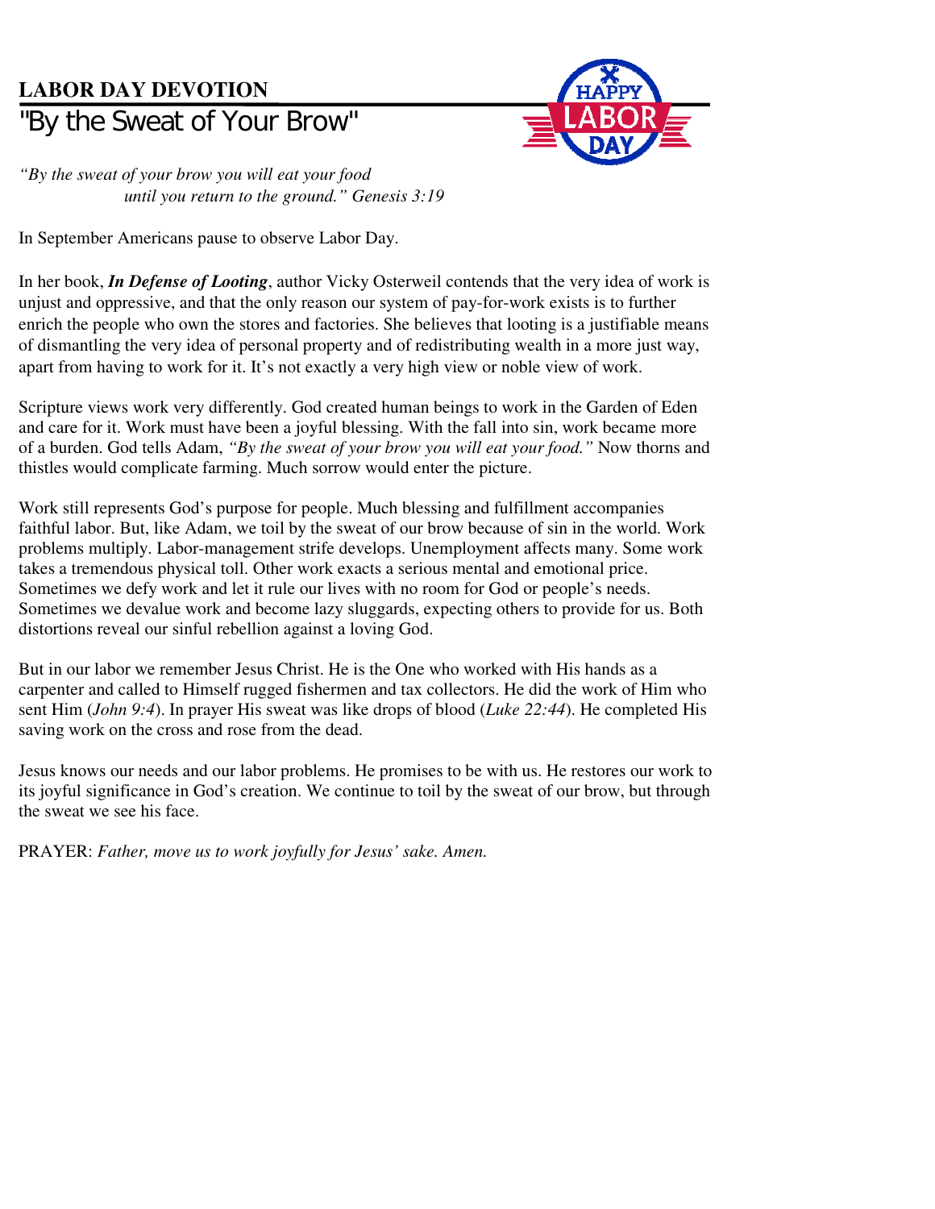## LABOR DAY DEVOTION

# "By the Sweat of Your Brow"

*"By the sweat of your brow you will eat your food*
*until you return to the ground." Genesis 3:19*

In September Americans pause to observe Labor Day.

In her book, ***In Defense of Looting***, author Vicky Osterweil contends that the very idea of work is unjust and oppressive, and that the only reason our system of pay-for-work exists is to further enrich the people who own the stores and factories. She believes that looting is a justifiable means of dismantling the very idea of personal property and of redistributing wealth in a more just way, apart from having to work for it. It's not exactly a very high view or noble view of work.

Scripture views work very differently. God created human beings to work in the Garden of Eden and care for it. Work must have been a joyful blessing. With the fall into sin, work became more of a burden. God tells Adam, *"By the sweat of your brow you will eat your food."* Now thorns and thistles would complicate farming. Much sorrow would enter the picture.

Work still represents God's purpose for people. Much blessing and fulfillment accompanies faithful labor. But, like Adam, we toil by the sweat of our brow because of sin in the world. Work problems multiply. Labor-management strife develops. Unemployment affects many. Some work takes a tremendous physical toll. Other work exacts a serious mental and emotional price. Sometimes we defy work and let it rule our lives with no room for God or people's needs. Sometimes we devalue work and become lazy sluggards, expecting others to provide for us. Both distortions reveal our sinful rebellion against a loving God.

But in our labor we remember Jesus Christ. He is the One who worked with His hands as a carpenter and called to Himself rugged fishermen and tax collectors. He did the work of Him who sent Him (*John 9:4*). In prayer His sweat was like drops of blood (*Luke 22:44*). He completed His saving work on the cross and rose from the dead.

Jesus knows our needs and our labor problems. He promises to be with us. He restores our work to its joyful significance in God's creation. We continue to toil by the sweat of our brow, but through the sweat we see his face.

PRAYER: *Father, move us to work joyfully for Jesus' sake. Amen.*